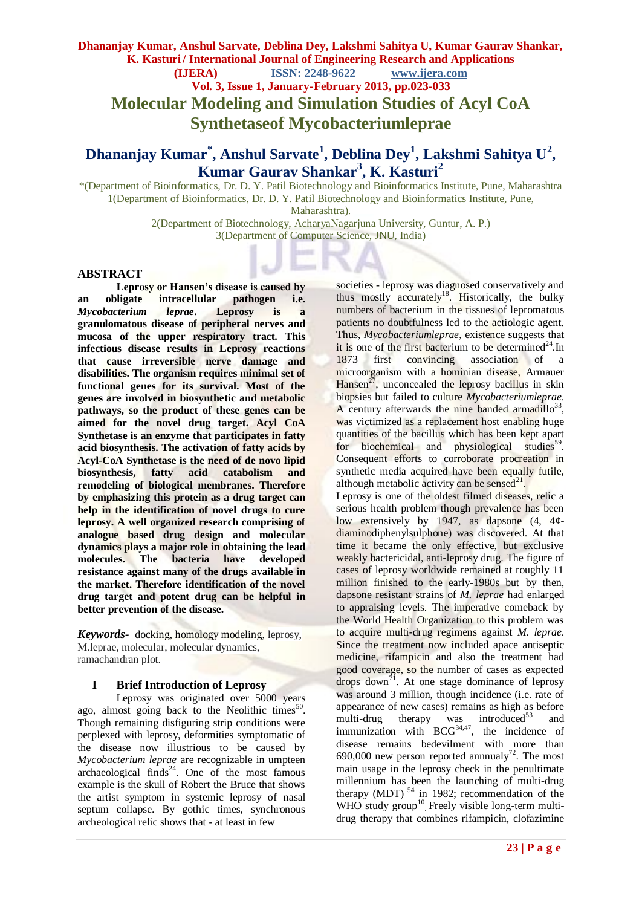# Molecular Modeling and Simulation Studies of Acyl CoA Synthetaseof Mycobacteriumleprae

## Dhananjay Kumar*, Anshul Sarvate[1], Deblina Dey[1], Lakshmi Sahitya U[2], Kumar Gaurav Shankar[3], K. Kasturi[2]

*(Department of Bioinformatics, Dr. D. Y. Patil Biotechnology and Bioinformatics Institute, Pune, Maharashtra
1(Department of Bioinformatics, Dr. D. Y. Patil Biotechnology and Bioinformatics Institute, Pune, Maharashtra).
2(Department of Biotechnology, AcharyaNagarjuna University, Guntur, A. P.)
3(Department of Computer Science, JNU, India)

## ABSTRACT

**Leprosy or Hansen's disease is caused by an obligate intracellular pathogen i.e. *Mycobacterium leprae*. Leprosy is a granulomatous disease of peripheral nerves and mucosa of the upper respiratory tract. This infectious disease results in Leprosy reactions that cause irreversible nerve damage and disabilities. The organism requires minimal set of functional genes for its survival. Most of the genes are involved in biosynthetic and metabolic pathways, so the product of these genes can be aimed for the novel drug target. Acyl CoA Synthetase is an enzyme that participates in fatty acid biosynthesis. The activation of fatty acids by Acyl-CoA Synthetase is the need of de novo lipid biosynthesis, fatty acid catabolism and remodeling of biological membranes. Therefore by emphasizing this protein as a drug target can help in the identification of novel drugs to cure leprosy. A well organized research comprising of analogue based drug design and molecular dynamics plays a major role in obtaining the lead molecules. The bacteria have developed resistance against many of the drugs available in the market. Therefore identification of the novel drug target and potent drug can be helpful in better prevention of the disease.**

***Keywords-*** docking, homology modeling, leprosy, M.leprae, molecular, molecular dynamics, ramachandran plot.

## I Brief Introduction of Leprosy

Leprosy was originated over 5000 years ago, almost going back to the Neolithic times[50]. Though remaining disfiguring strip conditions were perplexed with leprosy, deformities symptomatic of the disease now illustrious to be caused by *Mycobacterium leprae* are recognizable in umpteen archaeological finds[24]. One of the most famous example is the skull of Robert the Bruce that shows the artist symptom in systemic leprosy of nasal septum collapse. By gothic times, synchronous archeological relic shows that - at least in few societies - leprosy was diagnosed conservatively and thus mostly accurately[18]. Historically, the bulky numbers of bacterium in the tissues of lepromatous patients no doubtfulness led to the aetiologic agent. Thus, *Mycobacteriumleprae*, existence suggests that it is one of the first bacterium to be determined[24].In 1873 first convincing association of a microorganism with a hominian disease, Armauer Hansen[27], unconcealed the leprosy bacillus in skin biopsies but failed to culture *Mycobacteriumleprae*. A century afterwards the nine banded armadillo[33], was victimized as a replacement host enabling huge quantities of the bacillus which has been kept apart for biochemical and physiological studies[59]. Consequent efforts to corroborate procreation in synthetic media acquired have been equally futile, although metabolic activity can be sensed[21].

Leprosy is one of the oldest filmed diseases, relic a serious health problem though prevalence has been low extensively by 1947, as dapsone (4, 4¢-diaminodiphenylsulphone) was discovered. At that time it became the only effective, but exclusive weakly bactericidal, anti-leprosy drug. The figure of cases of leprosy worldwide remained at roughly 11 million finished to the early-1980s but by then, dapsone resistant strains of *M. leprae* had enlarged to appraising levels. The imperative comeback by the World Health Organization to this problem was to acquire multi-drug regimens against *M. leprae*. Since the treatment now included apace antiseptic medicine, rifampicin and also the treatment had good coverage, so the number of cases as expected drops down[71]. At one stage dominance of leprosy was around 3 million, though incidence (i.e. rate of appearance of new cases) remains as high as before multi-drug therapy was introduced[53] and immunization with BCG[34,47], the incidence of disease remains bedevilment with more than 690,000 new person reported annnualy[72]. The most main usage in the leprosy check in the penultimate millennium has been the launching of multi-drug therapy (MDT) [54] in 1982; recommendation of the WHO study group[10]. Freely visible long-term multi-drug therapy that combines rifampicin, clofazimine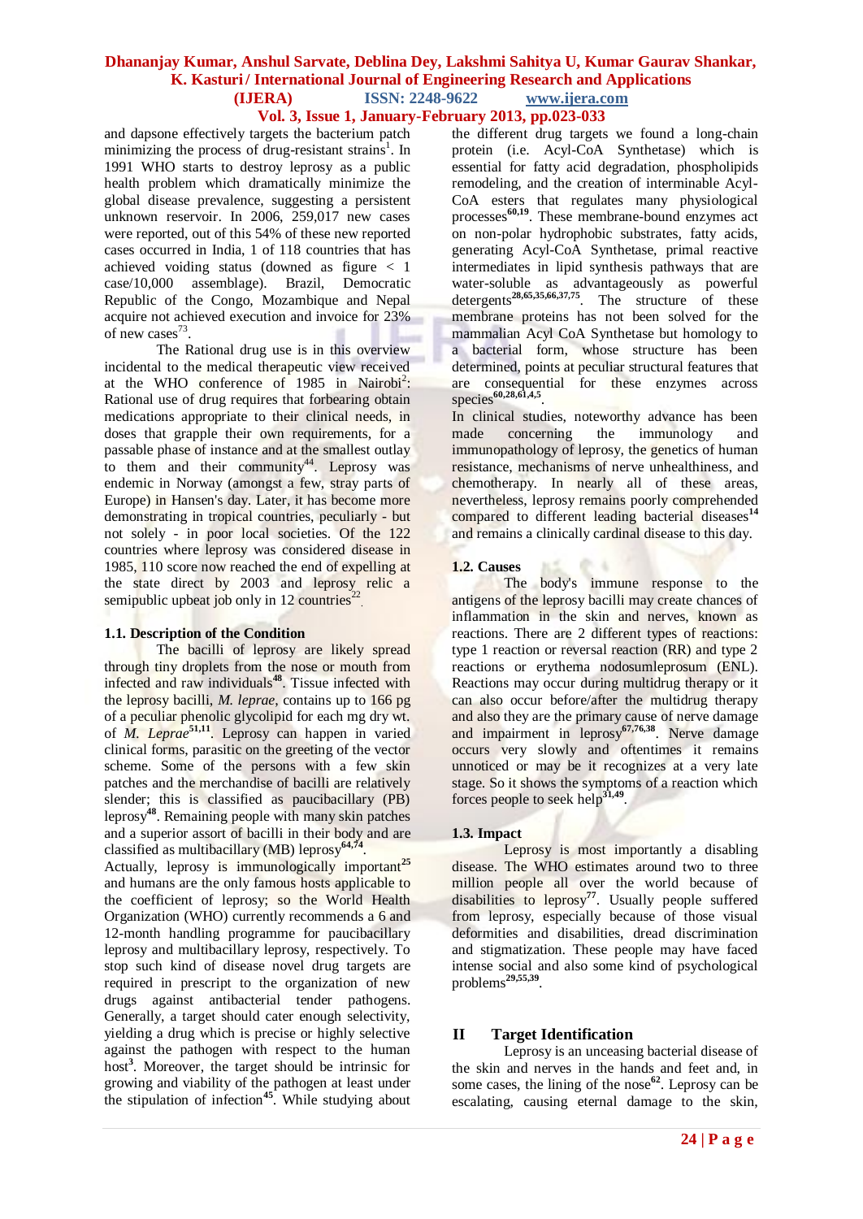and dapsone effectively targets the bacterium patch minimizing the process of drug-resistant strains[1]. In 1991 WHO starts to destroy leprosy as a public health problem which dramatically minimize the global disease prevalence, suggesting a persistent unknown reservoir. In 2006, 259,017 new cases were reported, out of this 54% of these new reported cases occurred in India, 1 of 118 countries that has achieved voiding status (downed as figure < 1 case/10,000 assemblage). Brazil, Democratic Republic of the Congo, Mozambique and Nepal acquire not achieved execution and invoice for 23% of new cases[73].

The Rational drug use is in this overview incidental to the medical therapeutic view received at the WHO conference of 1985 in Nairobi[2]: Rational use of drug requires that forbearing obtain medications appropriate to their clinical needs, in doses that grapple their own requirements, for a passable phase of instance and at the smallest outlay to them and their community[44]. Leprosy was endemic in Norway (amongst a few, stray parts of Europe) in Hansen's day. Later, it has become more demonstrating in tropical countries, peculiarly - but not solely - in poor local societies. Of the 122 countries where leprosy was considered disease in 1985, 110 score now reached the end of expelling at the state direct by 2003 and leprosy relic a semipublic upbeat job only in 12 countries[22].

### 1.1. Description of the Condition

The bacilli of leprosy are likely spread through tiny droplets from the nose or mouth from infected and raw individuals[48]. Tissue infected with the leprosy bacilli, *M. leprae*, contains up to 166 pg of a peculiar phenolic glycolipid for each mg dry wt. of *M. Leprae*[51,11]. Leprosy can happen in varied clinical forms, parasitic on the greeting of the vector scheme. Some of the persons with a few skin patches and the merchandise of bacilli are relatively slender; this is classified as paucibacillary (PB) leprosy[48]. Remaining people with many skin patches and a superior assort of bacilli in their body and are classified as multibacillary (MB) leprosy[64,74].

Actually, leprosy is immunologically important[25] and humans are the only famous hosts applicable to the coefficient of leprosy; so the World Health Organization (WHO) currently recommends a 6 and 12-month handling programme for paucibacillary leprosy and multibacillary leprosy, respectively. To stop such kind of disease novel drug targets are required in prescript to the organization of new drugs against antibacterial tender pathogens. Generally, a target should cater enough selectivity, yielding a drug which is precise or highly selective against the pathogen with respect to the human host[3]. Moreover, the target should be intrinsic for growing and viability of the pathogen at least under the stipulation of infection[45]. While studying about the different drug targets we found a long-chain protein (i.e. Acyl-CoA Synthetase) which is essential for fatty acid degradation, phospholipids remodeling, and the creation of interminable Acyl-CoA esters that regulates many physiological processes[60,19]. These membrane-bound enzymes act on non-polar hydrophobic substrates, fatty acids, generating Acyl-CoA Synthetase, primal reactive intermediates in lipid synthesis pathways that are water-soluble as advantageously as powerful detergents[28,65,35,66,37,75]. The structure of these membrane proteins has not been solved for the mammalian Acyl CoA Synthetase but homology to a bacterial form, whose structure has been determined, points at peculiar structural features that are consequential for these enzymes across species[60,28,61,4,5].

In clinical studies, noteworthy advance has been made concerning the immunology and immunopathology of leprosy, the genetics of human resistance, mechanisms of nerve unhealthiness, and chemotherapy. In nearly all of these areas, nevertheless, leprosy remains poorly comprehended compared to different leading bacterial diseases[14] and remains a clinically cardinal disease to this day.

### 1.2. Causes

The body's immune response to the antigens of the leprosy bacilli may create chances of inflammation in the skin and nerves, known as reactions. There are 2 different types of reactions: type 1 reaction or reversal reaction (RR) and type 2 reactions or erythema nodosumleprosum (ENL). Reactions may occur during multidrug therapy or it can also occur before/after the multidrug therapy and also they are the primary cause of nerve damage and impairment in leprosy[67,76,38]. Nerve damage occurs very slowly and oftentimes it remains unnoticed or may be it recognizes at a very late stage. So it shows the symptoms of a reaction which forces people to seek help[31,49].

### 1.3. Impact

Leprosy is most importantly a disabling disease. The WHO estimates around two to three million people all over the world because of disabilities to leprosy[77]. Usually people suffered from leprosy, especially because of those visual deformities and disabilities, dread discrimination and stigmatization. These people may have faced intense social and also some kind of psychological problems[29,55,39].

## II Target Identification

Leprosy is an unceasing bacterial disease of the skin and nerves in the hands and feet and, in some cases, the lining of the nose[62]. Leprosy can be escalating, causing eternal damage to the skin,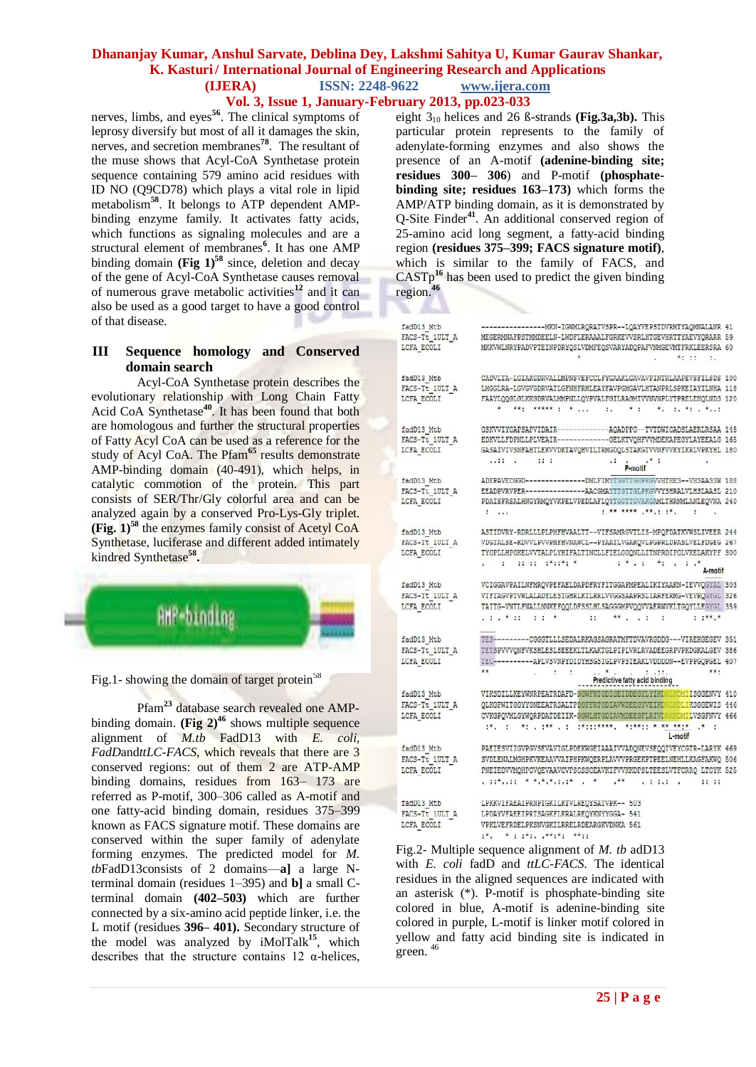nerves, limbs, and eyes[56]. The clinical symptoms of leprosy diversify but most of all it damages the skin, nerves, and secretion membranes[78]. The resultant of the muse shows that Acyl-CoA Synthetase protein sequence containing 579 amino acid residues with ID NO (Q9CD78) which plays a vital role in lipid metabolism[58]. It belongs to ATP dependent AMP-binding enzyme family. It activates fatty acids, which functions as signaling molecules and are a structural element of membranes[6]. It has one AMP binding domain **(Fig 1)**[58] since, deletion and decay of the gene of Acyl-CoA Synthetase causes removal of numerous grave metabolic activities[12] and it can also be used as a good target to have a good control of that disease.

## III Sequence homology and Conserved domain search

Acyl-CoA Synthetase protein describes the evolutionary relationship with Long Chain Fatty Acid CoA Synthetase[40]. It has been found that both are homologous and further the structural properties of Fatty Acyl CoA can be used as a reference for the study of Acyl CoA. The Pfam[65] results demonstrate AMP-binding domain (40-491), which helps, in catalytic commotion of the protein. This part consists of SER/Thr/Gly colorful area and can be analyzed again by a conserved Pro-Lys-Gly triplet. **(Fig. 1)**[58] the enzymes family consist of Acetyl CoA Synthetase, luciferase and different added intimately kindred Synthetase[58].

Fig.1- showing the domain of target protein[58]

Pfam[23] database search revealed one AMP-binding domain. **(Fig 2)**[46] shows multiple sequence alignment of *M.tb* FadD13 with *E. coli, FadD*and*ttLC-FACS*, which reveals that there are 3 conserved regions: out of them 2 are ATP-AMP binding domains, residues from 163– 173 are referred as P-motif, 300–306 called as A-motif and one fatty-acid binding domain, residues 375–399 known as FACS signature motif. These domains are conserved within the super family of adenylate forming enzymes. The predicted model for *M. tb*FadD13consists of 2 domains—**a]** a large N-terminal domain (residues 1–395) and **b]** a small C-terminal domain **(402–503)** which are further connected by a six-amino acid peptide linker, i.e. the L motif (residues **396– 401).** Secondary structure of the model was analyzed by iMolTalk[15], which describes that the structure contains 12 α-helices, eight $3_{10}$ helices and 26 ß-strands **(Fig.3a,3b).** This particular protein represents to the family of adenylate-forming enzymes and also shows the presence of an A-motif **(adenine-binding site; residues 300– 306)** and P-motif **(phosphate-binding site; residues 163–173)** which forms the AMP/ATP binding domain, as it is demonstrated by Q-Site Finder[41]. An additional conserved region of 25-amino acid long segment, a fatty-acid binding region **(residues 375–399; FACS signature motif)**, which is similar to the family of FACS, and CASTp[16] has been used to predict the given binding region.[46]

Fig.2- Multiple sequence alignment of *M. tb* adD13 with *E. coli* fadD and *ttLC-FACS*. The identical residues in the aligned sequences are indicated with an asterisk (*). P-motif is phosphate-binding site colored in blue, A-motif is adenine-binding site colored in purple, L-motif is linker motif colored in yellow and fatty acid binding site is indicated in green. [46]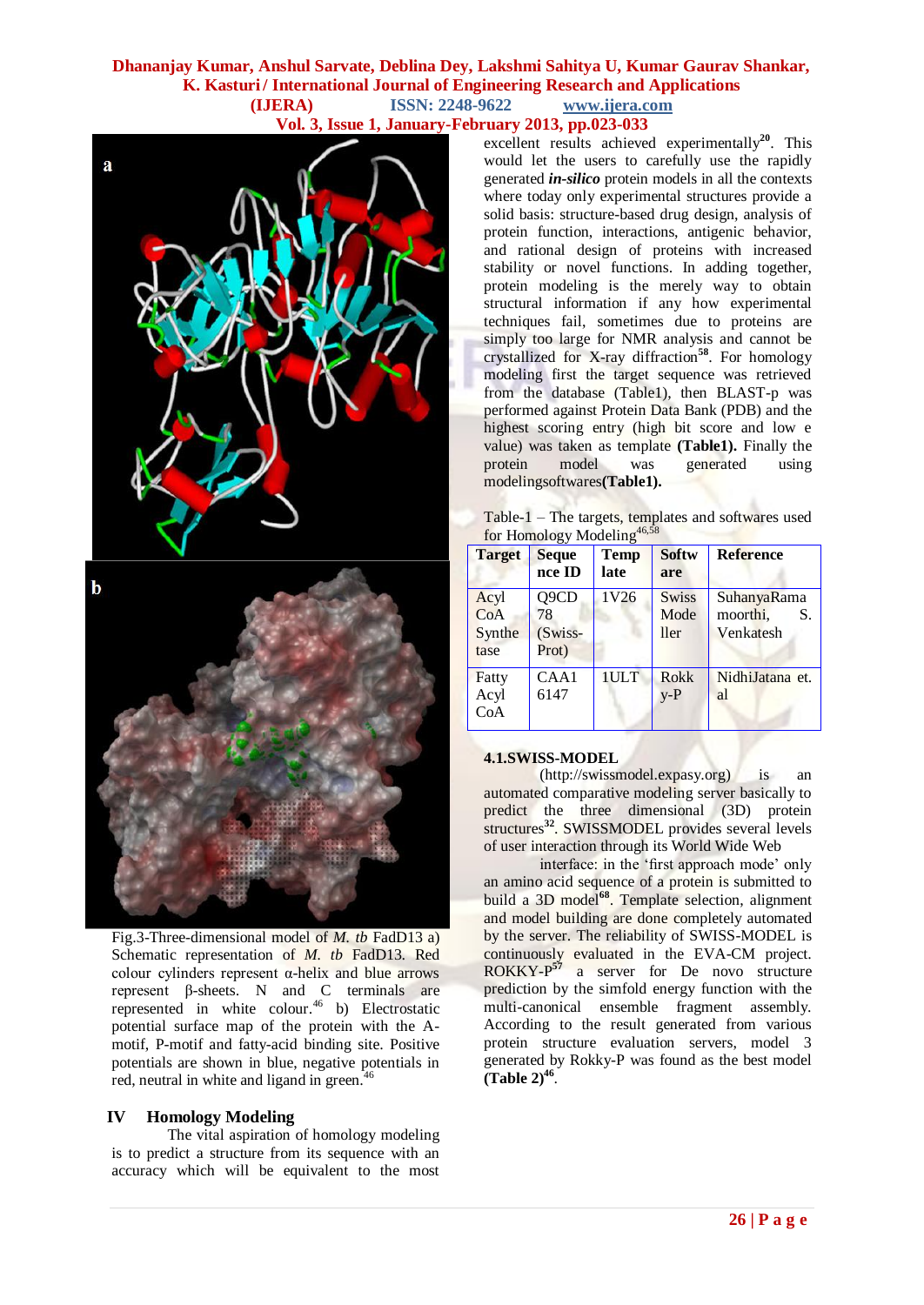Fig.3-Three-dimensional model of *M. tb* FadD13 a) Schematic representation of *M. tb* FadD13. Red colour cylinders represent α-helix and blue arrows represent β-sheets. N and C terminals are represented in white colour.[46] b) Electrostatic potential surface map of the protein with the A-motif, P-motif and fatty-acid binding site. Positive potentials are shown in blue, negative potentials in red, neutral in white and ligand in green.[46]

## IV Homology Modeling

The vital aspiration of homology modeling is to predict a structure from its sequence with an accuracy which will be equivalent to the most excellent results achieved experimentally[20]. This would let the users to carefully use the rapidly generated ***in-silico*** protein models in all the contexts where today only experimental structures provide a solid basis: structure-based drug design, analysis of protein function, interactions, antigenic behavior, and rational design of proteins with increased stability or novel functions. In adding together, protein modeling is the merely way to obtain structural information if any how experimental techniques fail, sometimes due to proteins are simply too large for NMR analysis and cannot be crystallized for X-ray diffraction[58]. For homology modeling first the target sequence was retrieved from the database (Table1), then BLAST-p was performed against Protein Data Bank (PDB) and the highest scoring entry (high bit score and low e value) was taken as template **(Table1).** Finally the protein model was generated using modelingsoftwares**(Table1).**

Table-1 – The targets, templates and softwares used for Homology Modeling[46,58]

| Target | Sequence ID | Template | Software | Reference |
|---|---|---|---|---|
| Acyl CoA Synthetase | Q9CD78 (Swiss-Prot) | 1V26 | Swiss Modeller | SuhanyaRamamoorthi, S. Venkatesh |
| Fatty Acyl CoA | CAA16147 | 1ULT | Rokky-P | NidhiJatana et. al |

### 4.1.SWISS-MODEL

(http://swissmodel.expasy.org) is an automated comparative modeling server basically to predict the three dimensional (3D) protein structures[32]. SWISSMODEL provides several levels of user interaction through its World Wide Web interface: in the 'first approach mode' only an amino acid sequence of a protein is submitted to build a 3D model[68]. Template selection, alignment and model building are done completely automated by the server. The reliability of SWISS-MODEL is continuously evaluated in the EVA-CM project. ROKKY-P[57] a server for De novo structure prediction by the simfold energy function with the multi-canonical ensemble fragment assembly. According to the result generated from various protein structure evaluation servers, model 3 generated by Rokky-P was found as the best model **(Table 2)**[46].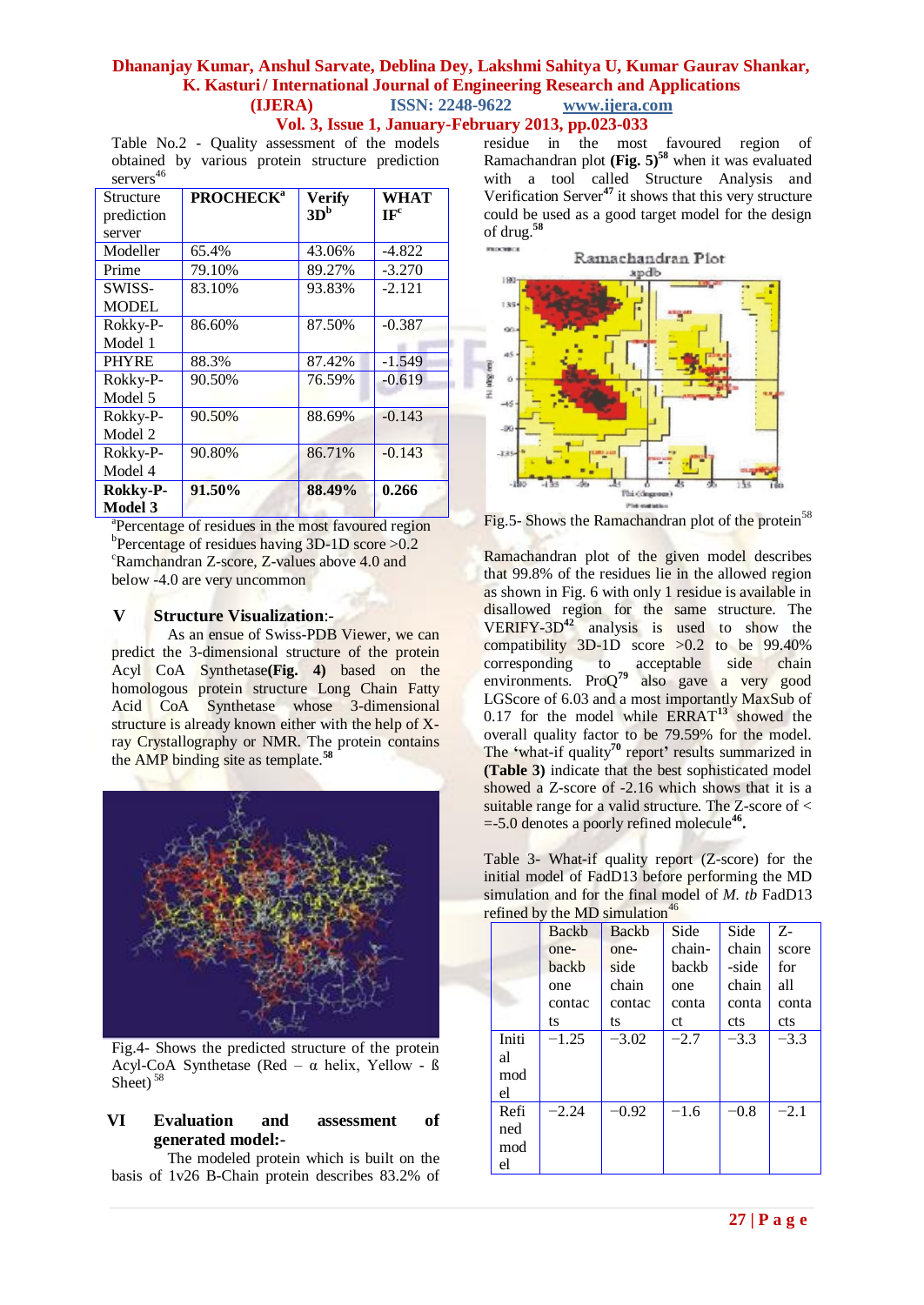Table No.2 - Quality assessment of the models obtained by various protein structure prediction servers[46]

| Structure prediction server | PROCHECK[a] | Verify 3D[b] | WHAT IF[c] |
|---|---|---|---|
| Modeller | 65.4% | 43.06% | -4.822 |
| Prime | 79.10% | 89.27% | -3.270 |
| SWISS-MODEL | 83.10% | 93.83% | -2.121 |
| Rokky-P-Model 1 | 86.60% | 87.50% | -0.387 |
| PHYRE | 88.3% | 87.42% | -1.549 |
| Rokky-P-Model 5 | 90.50% | 76.59% | -0.619 |
| Rokky-P-Model 2 | 90.50% | 88.69% | -0.143 |
| Rokky-P-Model 4 | 90.80% | 86.71% | -0.143 |
| **Rokky-P-Model 3** | **91.50%** | **88.49%** | **0.266** |

[a]Percentage of residues in the most favoured region
[b]Percentage of residues having 3D-1D score >0.2
[c]Ramchandran Z-score, Z-values above 4.0 and below -4.0 are very uncommon

## V Structure Visualization:-

As an ensue of Swiss-PDB Viewer, we can predict the 3-dimensional structure of the protein Acyl CoA Synthetase**(Fig. 4)** based on the homologous protein structure Long Chain Fatty Acid CoA Synthetase whose 3-dimensional structure is already known either with the help of X-ray Crystallography or NMR. The protein contains the AMP binding site as template.[58]

Fig.4- Shows the predicted structure of the protein Acyl-CoA Synthetase (Red – α helix, Yellow - ß Sheet) [58]

## VI Evaluation and assessment of generated model:-

The modeled protein which is built on the basis of 1v26 B-Chain protein describes 83.2% of residue in the most favoured region of Ramachandran plot **(Fig. 5)**[58] when it was evaluated with a tool called Structure Analysis and Verification Server[47] it shows that this very structure could be used as a good target model for the design of drug.[58]

Fig.5- Shows the Ramachandran plot of the protein[58]

Ramachandran plot of the given model describes that 99.8% of the residues lie in the allowed region as shown in Fig. 6 with only 1 residue is available in disallowed region for the same structure. The VERIFY-3D[42] analysis is used to show the compatibility 3D-1D score >0.2 to be 99.40% corresponding to acceptable side chain environments. ProQ[79] also gave a very good LGScore of 6.03 and a most importantly MaxSub of 0.17 for the model while ERRAT[13] showed the overall quality factor to be 79.59% for the model. The **'**what-if quality[70] report**'** results summarized in **(Table 3)** indicate that the best sophisticated model showed a Z-score of -2.16 which shows that it is a suitable range for a valid structure. The Z-score of < =-5.0 denotes a poorly refined molecule**[46].**

Table 3- What-if quality report (Z-score) for the initial model of FadD13 before performing the MD simulation and for the final model of *M. tb* FadD13 refined by the MD simulation[46]

| | Backbone-backbone contacts | Backbone-side chain contacts | Side chain-backbone contact | Side chain-side chain contacts | Z-score for all contacts |
|---|---|---|---|---|---|
| Initial model | −1.25 | −3.02 | −2.7 | −3.3 | −3.3 |
| Refined model | −2.24 | −0.92 | −1.6 | −0.8 | −2.1 |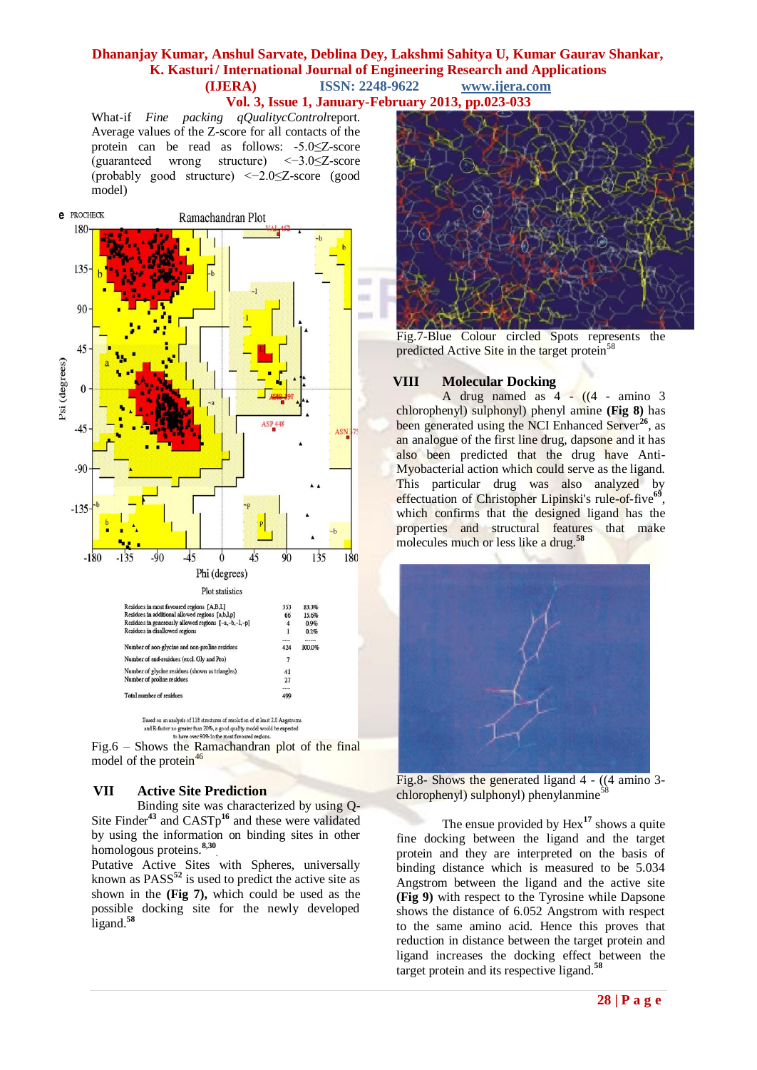What-if *Fine packing qQualitycControl*report. Average values of the Z-score for all contacts of the protein can be read as follows: -5.0≤Z-score (guaranteed wrong structure) <−3.0≤Z-score (probably good structure) <−2.0≤Z-score (good model)

Fig.6 – Shows the Ramachandran plot of the final model of the protein[46]

## VII Active Site Prediction

Binding site was characterized by using Q-Site Finder[43] and CASTp[16] and these were validated by using the information on binding sites in other homologous proteins.[8,30]

Putative Active Sites with Spheres, universally known as PASS[52] is used to predict the active site as shown in the **(Fig 7),** which could be used as the possible docking site for the newly developed ligand.[58]

Fig.7-Blue Colour circled Spots represents the predicted Active Site in the target protein[58]

## VIII Molecular Docking

A drug named as 4 - ((4 - amino 3 chlorophenyl) sulphonyl) phenyl amine **(Fig 8)** has been generated using the NCI Enhanced Server[26], as an analogue of the first line drug, dapsone and it has also been predicted that the drug have Anti-Myobacterial action which could serve as the ligand. This particular drug was also analyzed by effectuation of Christopher Lipinski's rule-of-five[69], which confirms that the designed ligand has the properties and structural features that make molecules much or less like a drug.[58]

Fig.8- Shows the generated ligand 4 - ((4 amino 3-chlorophenyl) sulphonyl) phenylanmine[58]

The ensue provided by Hex[17] shows a quite fine docking between the ligand and the target protein and they are interpreted on the basis of binding distance which is measured to be 5.034 Angstrom between the ligand and the active site **(Fig 9)** with respect to the Tyrosine while Dapsone shows the distance of 6.052 Angstrom with respect to the same amino acid. Hence this proves that reduction in distance between the target protein and ligand increases the docking effect between the target protein and its respective ligand.[58]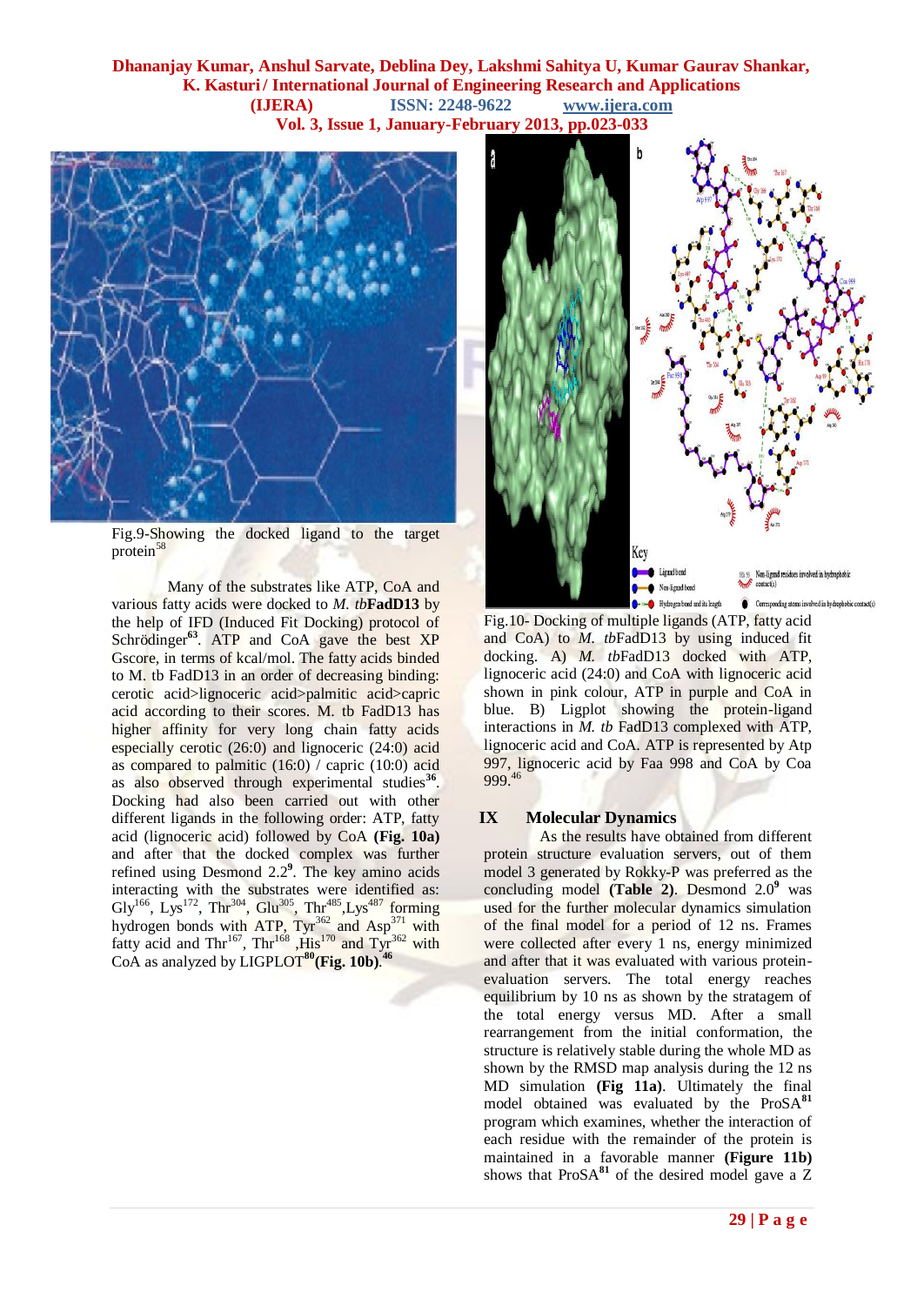Fig.9-Showing the docked ligand to the target protein[58]

Many of the substrates like ATP, CoA and various fatty acids were docked to *M. tb***FadD13** by the help of IFD (Induced Fit Docking) protocol of Schrödinger[63]. ATP and CoA gave the best XP Gscore, in terms of kcal/mol. The fatty acids binded to M. tb FadD13 in an order of decreasing binding: cerotic acid>lignoceric acid>palmitic acid>capric acid according to their scores. M. tb FadD13 has higher affinity for very long chain fatty acids especially cerotic (26:0) and lignoceric (24:0) acid as compared to palmitic (16:0) / capric (10:0) acid as also observed through experimental studies[36]. Docking had also been carried out with other different ligands in the following order: ATP, fatty acid (lignoceric acid) followed by CoA **(Fig. 10a)** and after that the docked complex was further refined using Desmond 2.2[9]. The key amino acids interacting with the substrates were identified as: $Gly^{166}$, $Lys^{172}$, $Thr^{304}$, $Glu^{305}$, $Thr^{485}$, $Lys^{487}$ forming hydrogen bonds with ATP, $Tyr^{362}$ and $Asp^{371}$ with fatty acid and $Thr^{167}$, $Thr^{168}$, $His^{170}$ and $Tyr^{362}$ with CoA as analyzed by LIGPLOT[80] **(Fig. 10b)**.[46]

Fig.10- Docking of multiple ligands (ATP, fatty acid and CoA) to *M. tb*FadD13 by using induced fit docking. A) *M. tb*FadD13 docked with ATP, lignoceric acid (24:0) and CoA with lignoceric acid shown in pink colour, ATP in purple and CoA in blue. B) Ligplot showing the protein-ligand interactions in *M. tb* FadD13 complexed with ATP, lignoceric acid and CoA. ATP is represented by Atp 997, lignoceric acid by Faa 998 and CoA by Coa 999.[46]

## IX Molecular Dynamics

As the results have obtained from different protein structure evaluation servers, out of them model 3 generated by Rokky-P was preferred as the concluding model **(Table 2)**. Desmond 2.0[9] was used for the further molecular dynamics simulation of the final model for a period of 12 ns. Frames were collected after every 1 ns, energy minimized and after that it was evaluated with various protein-evaluation servers. The total energy reaches equilibrium by 10 ns as shown by the stratagem of the total energy versus MD. After a small rearrangement from the initial conformation, the structure is relatively stable during the whole MD as shown by the RMSD map analysis during the 12 ns MD simulation **(Fig 11a)**. Ultimately the final model obtained was evaluated by the ProSA[81] program which examines, whether the interaction of each residue with the remainder of the protein is maintained in a favorable manner **(Figure 11b)** shows that ProSA[81] of the desired model gave a Z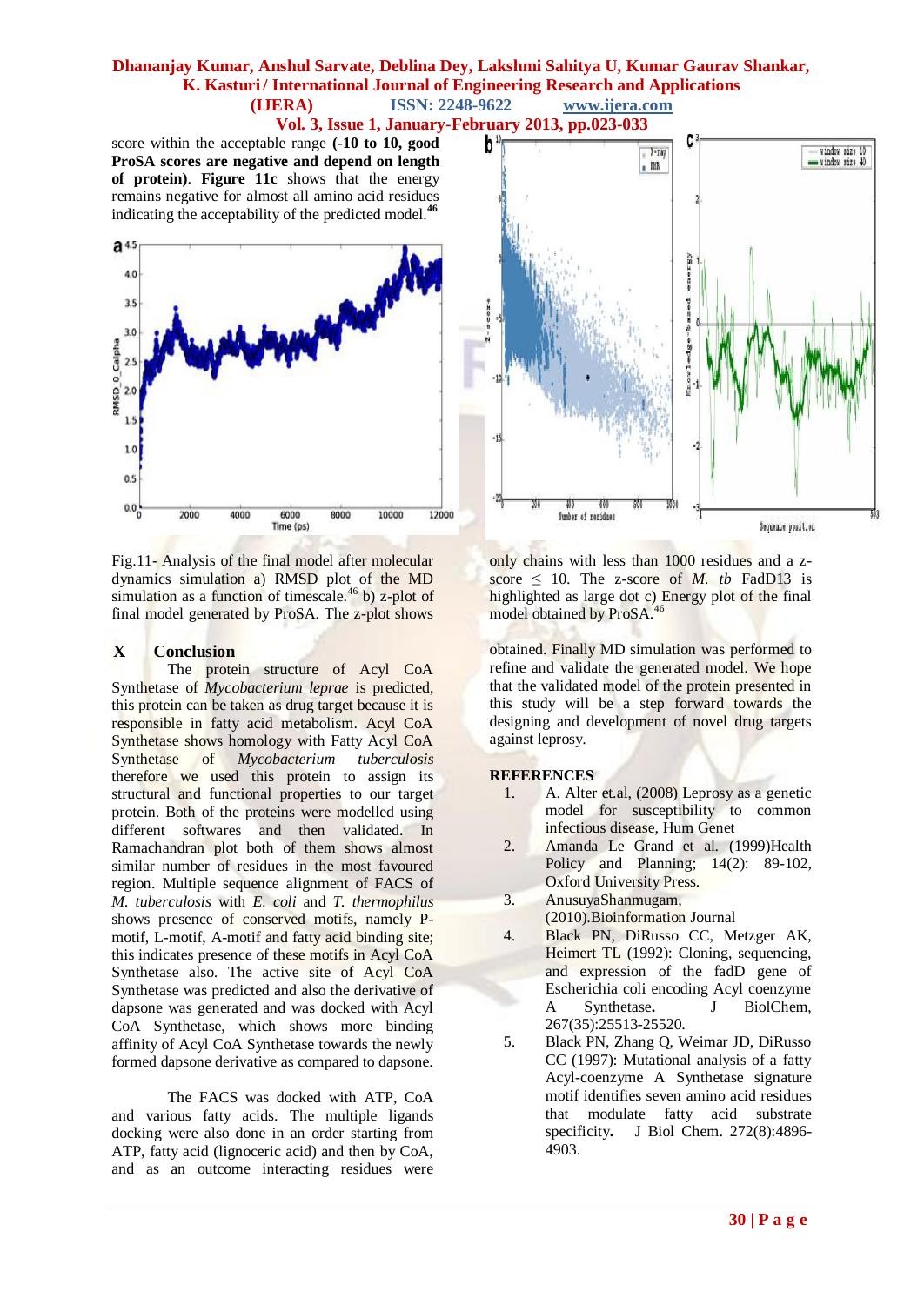score within the acceptable range **(-10 to 10, good ProSA scores are negative and depend on length of protein)**. **Figure 11c** shows that the energy remains negative for almost all amino acid residues indicating the acceptability of the predicted model.[46]

Fig.11- Analysis of the final model after molecular dynamics simulation a) RMSD plot of the MD simulation as a function of timescale.[46] b) z-plot of final model generated by ProSA. The z-plot shows only chains with less than 1000 residues and a z-score ≤ 10. The z-score of *M. tb* FadD13 is highlighted as large dot c) Energy plot of the final model obtained by ProSA.[46]

## X Conclusion

The protein structure of Acyl CoA Synthetase of *Mycobacterium leprae* is predicted, this protein can be taken as drug target because it is responsible in fatty acid metabolism. Acyl CoA Synthetase shows homology with Fatty Acyl CoA Synthetase of *Mycobacterium tuberculosis* therefore we used this protein to assign its structural and functional properties to our target protein. Both of the proteins were modelled using different softwares and then validated. In Ramachandran plot both of them shows almost similar number of residues in the most favoured region. Multiple sequence alignment of FACS of *M. tuberculosis* with *E. coli* and *T. thermophilus* shows presence of conserved motifs, namely P-motif, L-motif, A-motif and fatty acid binding site; this indicates presence of these motifs in Acyl CoA Synthetase also. The active site of Acyl CoA Synthetase was predicted and also the derivative of dapsone was generated and was docked with Acyl CoA Synthetase, which shows more binding affinity of Acyl CoA Synthetase towards the newly formed dapsone derivative as compared to dapsone.

The FACS was docked with ATP, CoA and various fatty acids. The multiple ligands docking were also done in an order starting from ATP, fatty acid (lignoceric acid) and then by CoA, and as an outcome interacting residues were obtained. Finally MD simulation was performed to refine and validate the generated model. We hope that the validated model of the protein presented in this study will be a step forward towards the designing and development of novel drug targets against leprosy.

## REFERENCES

1. A. Alter et.al, (2008) Leprosy as a genetic model for susceptibility to common infectious disease, Hum Genet
2. Amanda Le Grand et al. (1999)Health Policy and Planning; 14(2): 89-102, Oxford University Press.
3. AnusuyaShanmugam, (2010).Bioinformation Journal
4. Black PN, DiRusso CC, Metzger AK, Heimert TL (1992): Cloning, sequencing, and expression of the fadD gene of Escherichia coli encoding Acyl coenzyme A Synthetase**.** J BiolChem, 267(35):25513-25520.
5. Black PN, Zhang Q, Weimar JD, DiRusso CC (1997): Mutational analysis of a fatty Acyl-coenzyme A Synthetase signature motif identifies seven amino acid residues that modulate fatty acid substrate specificity**.** J Biol Chem. 272(8):4896-4903.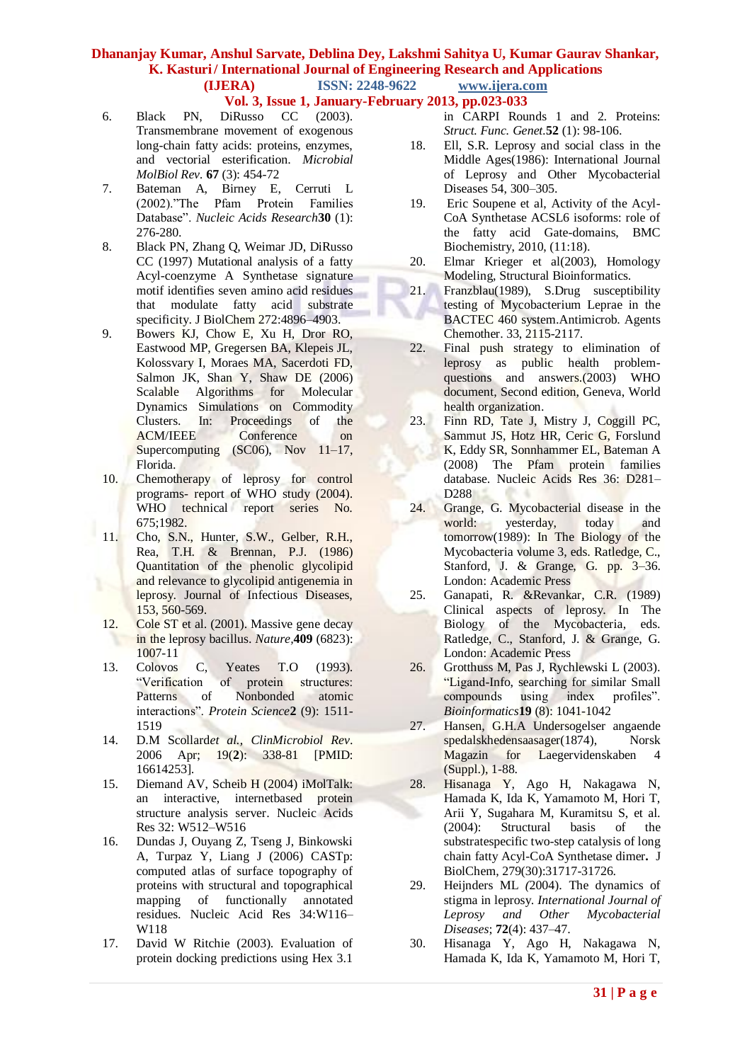6. Black PN, DiRusso CC (2003). Transmembrane movement of exogenous long-chain fatty acids: proteins, enzymes, and vectorial esterification. *Microbial MolBiol Rev*. **67** (3): 454-72
7. Bateman A, Birney E, Cerruti L (2002)."The Pfam Protein Families Database". *Nucleic Acids Research***30** (1): 276-280.
8. Black PN, Zhang Q, Weimar JD, DiRusso CC (1997) Mutational analysis of a fatty Acyl-coenzyme A Synthetase signature motif identifies seven amino acid residues that modulate fatty acid substrate specificity. J BiolChem 272:4896–4903.
9. Bowers KJ, Chow E, Xu H, Dror RO, Eastwood MP, Gregersen BA, Klepeis JL, Kolossvary I, Moraes MA, Sacerdoti FD, Salmon JK, Shan Y, Shaw DE (2006) Scalable Algorithms for Molecular Dynamics Simulations on Commodity Clusters. In: Proceedings of the ACM/IEEE Conference on Supercomputing (SC06), Nov 11–17, Florida.
10. Chemotherapy of leprosy for control programs- report of WHO study (2004). WHO technical report series No. 675;1982.
11. Cho, S.N., Hunter, S.W., Gelber, R.H., Rea, T.H. & Brennan, P.J. (1986) Quantitation of the phenolic glycolipid and relevance to glycolipid antigenemia in leprosy. Journal of Infectious Diseases, 153, 560-569.
12. Cole ST et al. (2001). Massive gene decay in the leprosy bacillus. *Nature*,**409** (6823): 1007-11
13. Colovos C, Yeates T.O (1993). "Verification of protein structures: Patterns of Nonbonded atomic interactions". *Protein Science***2** (9): 1511-1519
14. D.M Scollard*et al.*, *ClinMicrobiol Rev*. 2006 Apr; 19(**2**): 338-81 [PMID: 16614253].
15. Diemand AV, Scheib H (2004) iMolTalk: an interactive, internetbased protein structure analysis server. Nucleic Acids Res 32: W512–W516
16. Dundas J, Ouyang Z, Tseng J, Binkowski A, Turpaz Y, Liang J (2006) CASTp: computed atlas of surface topography of proteins with structural and topographical mapping of functionally annotated residues. Nucleic Acid Res 34:W116–W118
17. David W Ritchie (2003). Evaluation of protein docking predictions using Hex 3.1 in CARPI Rounds 1 and 2. Proteins: *Struct. Func. Genet.***52** (1): 98-106.
18. Ell, S.R. Leprosy and social class in the Middle Ages(1986): International Journal of Leprosy and Other Mycobacterial Diseases 54, 300–305.
19. Eric Soupene et al, Activity of the Acyl-CoA Synthetase ACSL6 isoforms: role of the fatty acid Gate-domains, BMC Biochemistry, 2010, (11:18).
20. Elmar Krieger et al(2003), Homology Modeling, Structural Bioinformatics.
21. Franzblau(1989), S.Drug susceptibility testing of Mycobacterium Leprae in the BACTEC 460 system.Antimicrob. Agents Chemother. 33, 2115-2117.
22. Final push strategy to elimination of leprosy as public health problem-questions and answers.(2003) WHO document, Second edition, Geneva, World health organization.
23. Finn RD, Tate J, Mistry J, Coggill PC, Sammut JS, Hotz HR, Ceric G, Forslund K, Eddy SR, Sonnhammer EL, Bateman A (2008) The Pfam protein families database. Nucleic Acids Res 36: D281–D288
24. Grange, G. Mycobacterial disease in the world: yesterday, today and tomorrow(1989): In The Biology of the Mycobacteria volume 3, eds. Ratledge, C., Stanford, J. & Grange, G. pp. 3–36. London: Academic Press
25. Ganapati, R. &Revankar, C.R. (1989) Clinical aspects of leprosy. In The Biology of the Mycobacteria, eds. Ratledge, C., Stanford, J. & Grange, G. London: Academic Press
26. Grotthuss M, Pas J, Rychlewski L (2003). "Ligand-Info, searching for similar Small compounds using index profiles". *Bioinformatics***19** (8): 1041-1042
27. Hansen, G.H.A Undersogelser angaende spedalskhedensaasager(1874), Norsk Magazin for Laegervidenskaben 4 (Suppl.), 1-88.
28. Hisanaga Y, Ago H, Nakagawa N, Hamada K, Ida K, Yamamoto M, Hori T, Arii Y, Sugahara M, Kuramitsu S, et al. (2004): Structural basis of the substratespecific two-step catalysis of long chain fatty Acyl-CoA Synthetase dimer**.** J BiolChem, 279(30):31717-31726.
29. Heijnders ML *(*2004). The dynamics of stigma in leprosy. *International Journal of Leprosy and Other Mycobacterial Diseases*; **72**(4): 437–47.
30. Hisanaga Y, Ago H, Nakagawa N, Hamada K, Ida K, Yamamoto M, Hori T,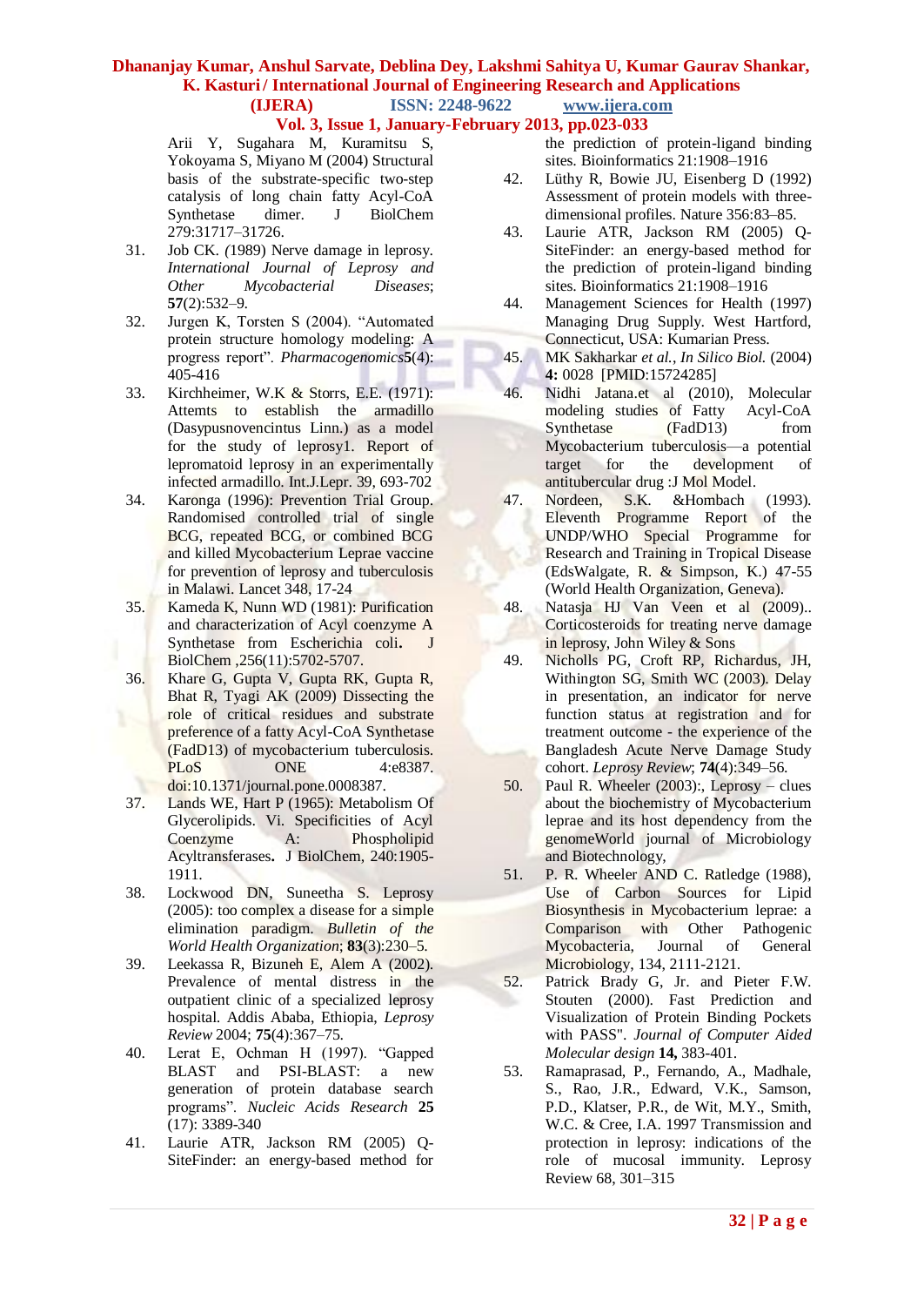Arii Y, Sugahara M, Kuramitsu S, Yokoyama S, Miyano M (2004) Structural basis of the substrate-specific two-step catalysis of long chain fatty Acyl-CoA Synthetase dimer. J BiolChem 279:31717–31726.

31. Job CK. (1989) Nerve damage in leprosy. *International Journal of Leprosy and Other Mycobacterial Diseases*; **57**(2):532–9.
32. Jurgen K, Torsten S (2004). "Automated protein structure homology modeling: A progress report". *Pharmacogenomics***5**(4): 405-416
33. Kirchheimer, W.K & Storrs, E.E. (1971): Attemts to establish the armadillo (Dasypusnovencintus Linn.) as a model for the study of leprosy1. Report of lepromatoid leprosy in an experimentally infected armadillo. Int.J.Lepr. 39, 693-702
34. Karonga (1996): Prevention Trial Group. Randomised controlled trial of single BCG, repeated BCG, or combined BCG and killed Mycobacterium Leprae vaccine for prevention of leprosy and tuberculosis in Malawi. Lancet 348, 17-24
35. Kameda K, Nunn WD (1981): Purification and characterization of Acyl coenzyme A Synthetase from Escherichia coli**.** J BiolChem ,256(11):5702-5707.
36. Khare G, Gupta V, Gupta RK, Gupta R, Bhat R, Tyagi AK (2009) Dissecting the role of critical residues and substrate preference of a fatty Acyl-CoA Synthetase (FadD13) of mycobacterium tuberculosis. PLoS ONE 4:e8387. doi:10.1371/journal.pone.0008387.
37. Lands WE, Hart P (1965): Metabolism Of Glycerolipids. Vi. Specificities of Acyl Coenzyme A: Phospholipid Acyltransferases**.** J BiolChem, 240:1905-1911.
38. Lockwood DN, Suneetha S. Leprosy (2005): too complex a disease for a simple elimination paradigm. *Bulletin of the World Health Organization*; **83**(3):230–5.
39. Leekassa R, Bizuneh E, Alem A (2002). Prevalence of mental distress in the outpatient clinic of a specialized leprosy hospital. Addis Ababa, Ethiopia, *Leprosy Review* 2004; **75**(4):367–75.
40. Lerat E, Ochman H (1997). "Gapped BLAST and PSI-BLAST: a new generation of protein database search programs". *Nucleic Acids Research* **25** (17): 3389-340
41. Laurie ATR, Jackson RM (2005) Q-SiteFinder: an energy-based method for the prediction of protein-ligand binding sites. Bioinformatics 21:1908–1916
42. Lüthy R, Bowie JU, Eisenberg D (1992) Assessment of protein models with three-dimensional profiles. Nature 356:83–85.
43. Laurie ATR, Jackson RM (2005) Q-SiteFinder: an energy-based method for the prediction of protein-ligand binding sites. Bioinformatics 21:1908–1916
44. Management Sciences for Health (1997) Managing Drug Supply. West Hartford, Connecticut, USA: Kumarian Press.
45. MK Sakharkar *et al.*, *In Silico Biol.* (2004) **4:** 0028 [PMID:15724285]
46. Nidhi Jatana.et al (2010), Molecular modeling studies of Fatty Acyl-CoA Synthetase (FadD13) from Mycobacterium tuberculosis—a potential target for the development of antitubercular drug :J Mol Model.
47. Nordeen, S.K. &Hombach (1993). Eleventh Programme Report of the UNDP/WHO Special Programme for Research and Training in Tropical Disease (EdsWalgate, R. & Simpson, K.) 47-55 (World Health Organization, Geneva).
48. Natasja HJ Van Veen et al (2009).. Corticosteroids for treating nerve damage in leprosy, John Wiley & Sons
49. Nicholls PG, Croft RP, Richardus, JH, Withington SG, Smith WC (2003). Delay in presentation, an indicator for nerve function status at registration and for treatment outcome - the experience of the Bangladesh Acute Nerve Damage Study cohort. *Leprosy Review*; **74**(4):349–56.
50. Paul R. Wheeler (2003):, Leprosy – clues about the biochemistry of Mycobacterium leprae and its host dependency from the genomeWorld journal of Microbiology and Biotechnology,
51. P. R. Wheeler AND C. Ratledge (1988), Use of Carbon Sources for Lipid Biosynthesis in Mycobacterium leprae: a Comparison with Other Pathogenic Mycobacteria, Journal of General Microbiology, 134, 2111-2121.
52. Patrick Brady G, Jr. and Pieter F.W. Stouten (2000). Fast Prediction and Visualization of Protein Binding Pockets with PASS". *Journal of Computer Aided Molecular design* **14,** 383-401.
53. Ramaprasad, P., Fernando, A., Madhale, S., Rao, J.R., Edward, V.K., Samson, P.D., Klatser, P.R., de Wit, M.Y., Smith, W.C. & Cree, I.A. 1997 Transmission and protection in leprosy: indications of the role of mucosal immunity. Leprosy Review 68, 301–315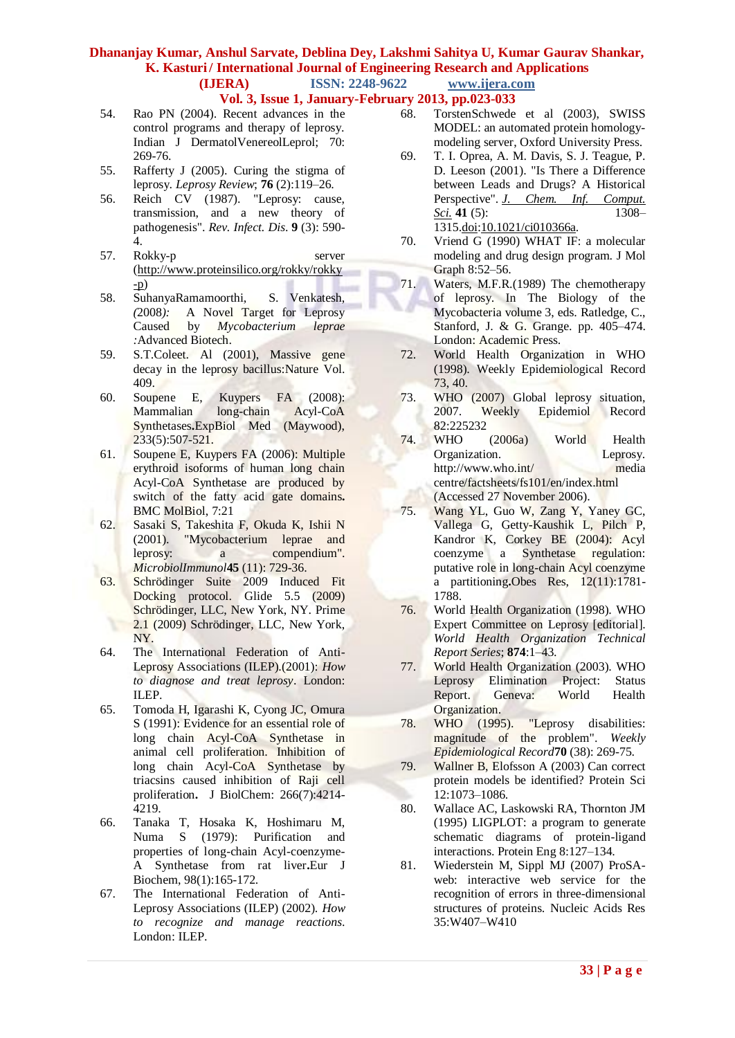54. Rao PN (2004). Recent advances in the control programs and therapy of leprosy. Indian J DermatolVenereolLeprol; 70: 269-76.
55. Rafferty J (2005). Curing the stigma of leprosy. *Leprosy Review*; **76** (2):119–26.
56. Reich CV (1987). "Leprosy: cause, transmission, and a new theory of pathogenesis". *Rev. Infect. Dis.* **9** (3): 590-4.
57. Rokky-p server (http://www.proteinsilico.org/rokky/rokky-p)
58. SuhanyaRamamoorthi, S. Venkatesh, (2008): A Novel Target for Leprosy Caused by *Mycobacterium leprae* :Advanced Biotech.
59. S.T.Coleet. Al (2001), Massive gene decay in the leprosy bacillus:Nature Vol. 409.
60. Soupene E, Kuypers FA (2008): Mammalian long-chain Acyl-CoA Synthetases.ExpBiol Med (Maywood), 233(5):507-521.
61. Soupene E, Kuypers FA (2006): Multiple erythroid isoforms of human long chain Acyl-CoA Synthetase are produced by switch of the fatty acid gate domains**.** BMC MolBiol, 7:21
62. Sasaki S, Takeshita F, Okuda K, Ishii N (2001). "Mycobacterium leprae and leprosy: a compendium". *MicrobiolImmunol***45** (11): 729-36.
63. Schrödinger Suite 2009 Induced Fit Docking protocol. Glide 5.5 (2009) Schrödinger, LLC, New York, NY. Prime 2.1 (2009) Schrödinger, LLC, New York, NY.
64. The International Federation of Anti-Leprosy Associations (ILEP).(2001): *How to diagnose and treat leprosy*. London: ILEP.
65. Tomoda H, Igarashi K, Cyong JC, Omura S (1991): Evidence for an essential role of long chain Acyl-CoA Synthetase in animal cell proliferation. Inhibition of long chain Acyl-CoA Synthetase by triacsins caused inhibition of Raji cell proliferation**.** J BiolChem: 266(7):4214-4219.
66. Tanaka T, Hosaka K, Hoshimaru M, Numa S (1979): Purification and properties of long-chain Acyl-coenzyme-A Synthetase from rat liver**.**Eur J Biochem, 98(1):165-172.
67. The International Federation of Anti-Leprosy Associations (ILEP) (2002). *How to recognize and manage reactions.* London: ILEP.
68. TorstenSchwede et al (2003), SWISS MODEL: an automated protein homology-modeling server, Oxford University Press.
69. T. I. Oprea, A. M. Davis, S. J. Teague, P. D. Leeson (2001). "Is There a Difference between Leads and Drugs? A Historical Perspective". *J. Chem. Inf. Comput. Sci.* **41** (5): 1308–1315.doi:10.1021/ci010366a.
70. Vriend G (1990) WHAT IF: a molecular modeling and drug design program. J Mol Graph 8:52–56.
71. Waters, M.F.R.(1989) The chemotherapy of leprosy. In The Biology of the Mycobacteria volume 3, eds. Ratledge, C., Stanford, J. & G. Grange. pp. 405–474. London: Academic Press.
72. World Health Organization in WHO (1998). Weekly Epidemiological Record 73, 40.
73. WHO (2007) Global leprosy situation, 2007. Weekly Epidemiol Record 82:225232
74. WHO (2006a) World Health Organization. Leprosy. http://www.who.int/ media centre/factsheets/fs101/en/index.html (Accessed 27 November 2006).
75. Wang YL, Guo W, Zang Y, Yaney GC, Vallega G, Getty-Kaushik L, Pilch P, Kandror K, Corkey BE (2004): Acyl coenzyme a Synthetase regulation: putative role in long-chain Acyl coenzyme a partitioning**.**Obes Res, 12(11):1781-1788.
76. World Health Organization (1998). WHO Expert Committee on Leprosy [editorial]. *World Health Organization Technical Report Series*; **874**:1–43.
77. World Health Organization (2003). WHO Leprosy Elimination Project: Status Report. Geneva: World Health Organization.
78. WHO (1995). "Leprosy disabilities: magnitude of the problem". *Weekly Epidemiological Record***70** (38): 269-75.
79. Wallner B, Elofsson A (2003) Can correct protein models be identified? Protein Sci 12:1073–1086.
80. Wallace AC, Laskowski RA, Thornton JM (1995) LIGPLOT: a program to generate schematic diagrams of protein-ligand interactions. Protein Eng 8:127–134.
81. Wiederstein M, Sippl MJ (2007) ProSA-web: interactive web service for the recognition of errors in three-dimensional structures of proteins. Nucleic Acids Res 35:W407–W410